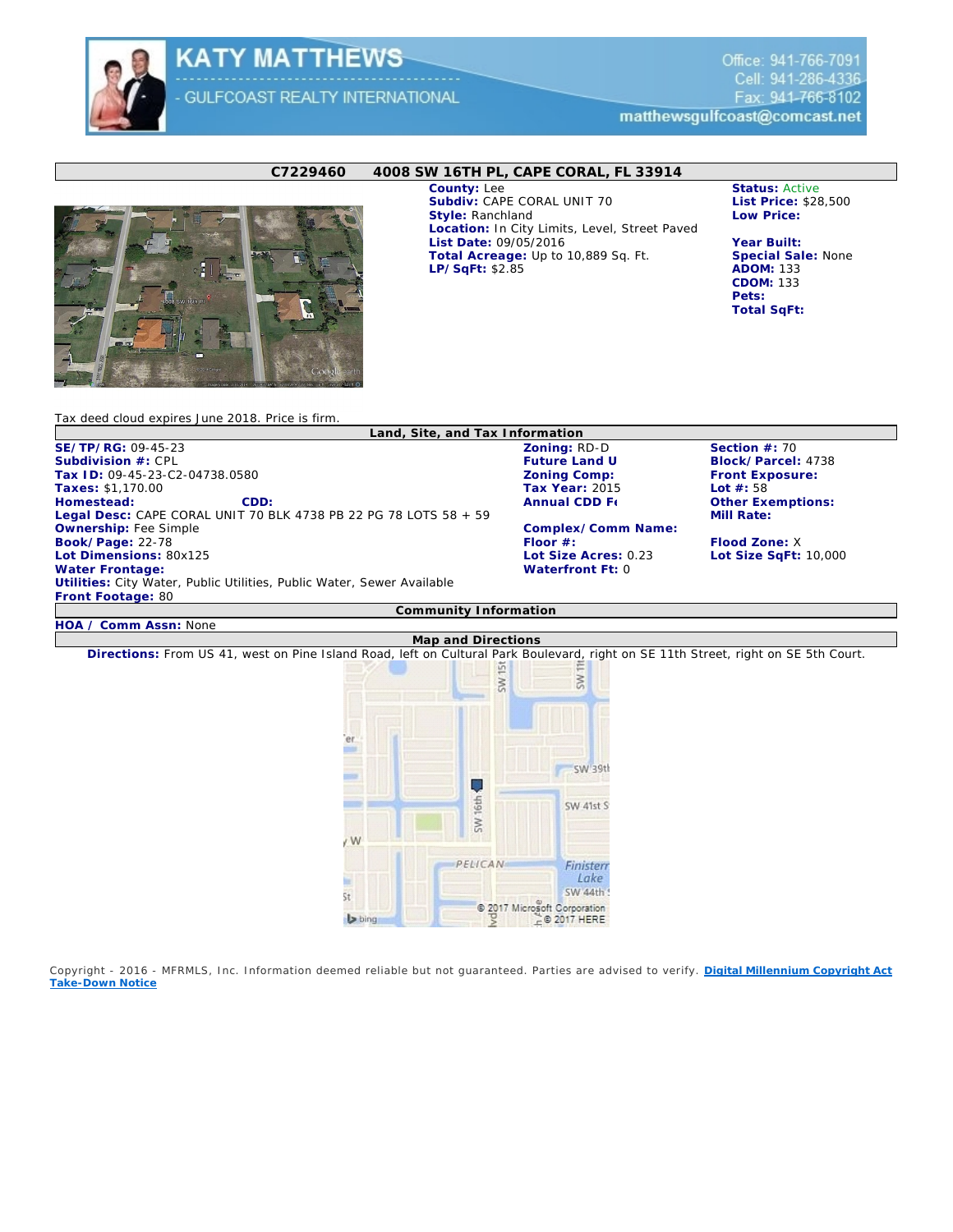# KATY MATTHEWS

- GULFCOAST REALTY INTERNATIONAL

Office: 941-766-7091
Cell: 941-286-4336
Fax: 941-766-8102
matthewsgulfcoast@comcast.net

## C7229460 4008 SW 16TH PL, CAPE CORAL, FL 33914

**County:** Lee
**Subdiv:** CAPE CORAL UNIT 70
**Style:** Ranchland
**Location:** In City Limits, Level, Street Paved
**List Date:** 09/05/2016
**Total Acreage:** Up to 10,889 Sq. Ft.
**LP/SqFt:** $2.85

**Status:** Active
**List Price:** $28,500
**Low Price:**

**Year Built:**
**Special Sale:** None
**ADOM:** 133
**CDOM:** 133
**Pets:**
**Total SqFt:**

Tax deed cloud expires June 2018. Price is firm.

### Land, Site, and Tax Information

**SE/TP/RG:** 09-45-23
**Subdivision #:** CPL
**Tax ID:** 09-45-23-C2-04738.0580
**Taxes:** $1,170.00
**Homestead:**
**CDD:**
**Legal Desc:** CAPE CORAL UNIT 70 BLK 4738 PB 22 PG 78 LOTS 58 + 59
**Ownership:** Fee Simple
**Book/Page:** 22-78
**Lot Dimensions:** 80x125
**Water Frontage:**
**Utilities:** City Water, Public Utilities, Public Water, Sewer Available
**Front Footage:** 80

**Zoning:** RD-D
**Future Land U**
**Zoning Comp:**
**Tax Year:** 2015
**Annual CDD F**

**Complex/Comm Name:**
**Floor #:**
**Lot Size Acres:** 0.23
**Waterfront Ft:** 0

**Section #:** 70
**Block/Parcel:** 4738
**Front Exposure:**
**Lot #:** 58
**Other Exemptions:**
**Mill Rate:**

**Flood Zone:** X
**Lot Size SqFt:** 10,000

### Community Information

**HOA / Comm Assn:** None

### Map and Directions

**Directions:** From US 41, west on Pine Island Road, left on Cultural Park Boulevard, right on SE 11th Street, right on SE 5th Court.

Copyright - 2016 - MFRMLS, Inc. Information deemed reliable but not guaranteed. Parties are advised to verify. Digital Millennium Copyright Act Take-Down Notice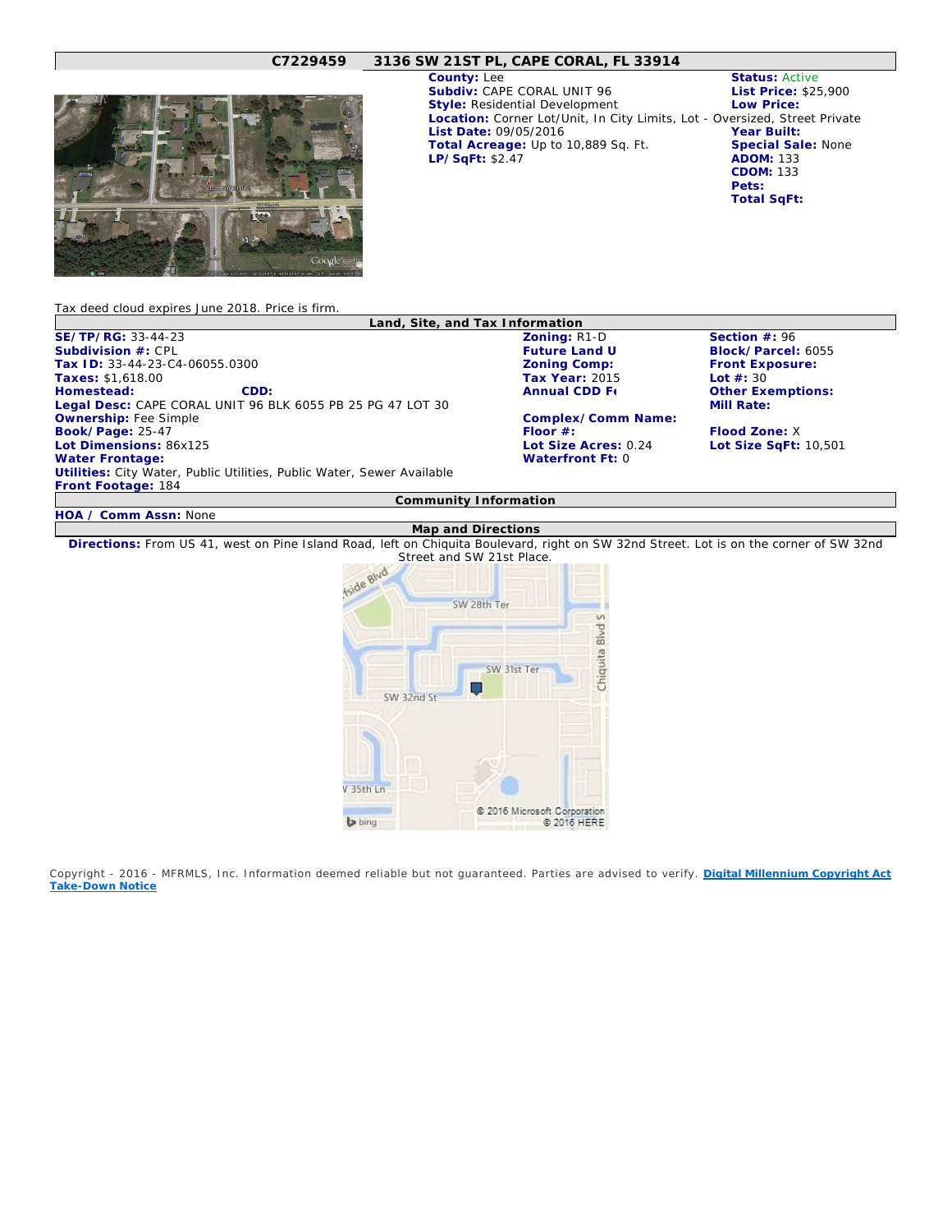## C7229459 3136 SW 21ST PL, CAPE CORAL, FL 33914

**County:** Lee
**Subdiv:** CAPE CORAL UNIT 96
**Style:** Residential Development
**Location:** Corner Lot/Unit, In City Limits, Lot - Oversized, Street Private
**List Date:** 09/05/2016
**Total Acreage:** Up to 10,889 Sq. Ft.
**LP/SqFt:** $2.47

**Status:** Active
**List Price:** $25,900
**Low Price:**
**Year Built:**
**Special Sale:** None
**ADOM:** 133
**CDOM:** 133
**Pets:**
**Total SqFt:**

Tax deed cloud expires June 2018. Price is firm.

### Land, Site, and Tax Information

**SE/TP/RG:** 33-44-23
**Subdivision #:** CPL
**Tax ID:** 33-44-23-C4-06055.0300
**Taxes:** $1,618.00
**Homestead:**
**CDD:**
**Legal Desc:** CAPE CORAL UNIT 96 BLK 6055 PB 25 PG 47 LOT 30
**Ownership:** Fee Simple
**Book/Page:** 25-47
**Lot Dimensions:** 86x125
**Water Frontage:**
**Utilities:** City Water, Public Utilities, Public Water, Sewer Available
**Front Footage:** 184

**Zoning:** R1-D
**Future Land U**
**Zoning Comp:**
**Tax Year:** 2015
**Annual CDD Fe**
**Complex/Comm Name:**
**Floor #:**
**Lot Size Acres:** 0.24
**Waterfront Ft:** 0

**Section #:** 96
**Block/Parcel:** 6055
**Front Exposure:**
**Lot #:** 30
**Other Exemptions:**
**Mill Rate:**
**Flood Zone:** X
**Lot Size SqFt:** 10,501

### Community Information

**HOA / Comm Assn:** None

### Map and Directions

**Directions:** From US 41, west on Pine Island Road, left on Chiquita Boulevard, right on SW 32nd Street. Lot is on the corner of SW 32nd Street and SW 21st Place.

Copyright - 2016 - MFRMLS, Inc. Information deemed reliable but not guaranteed. Parties are advised to verify. Digital Millennium Copyright Act Take-Down Notice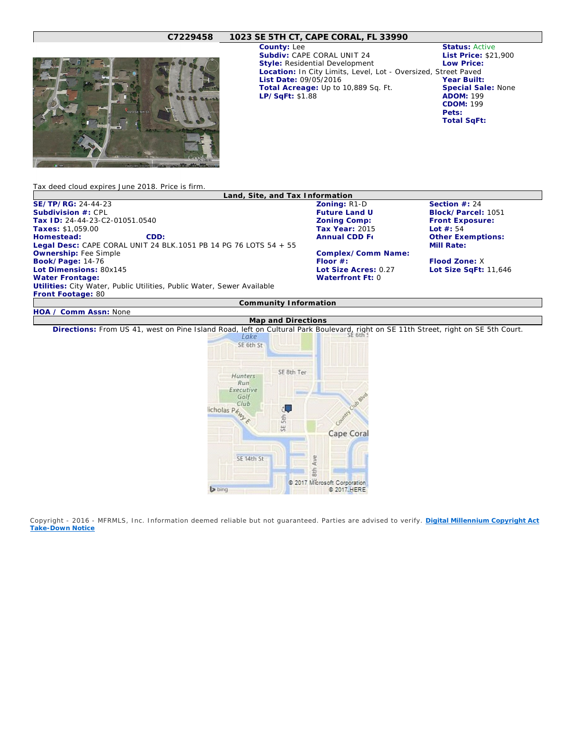## C7229458 1023 SE 5TH CT, CAPE CORAL, FL 33990

**County:** Lee
**Subdiv:** CAPE CORAL UNIT 24
**Style:** Residential Development
**Location:** In City Limits, Level, Lot - Oversized, Street Paved
**List Date:** 09/05/2016
**Total Acreage:** Up to 10,889 Sq. Ft.
**LP/SqFt:** $1.88

**Status:** Active
**List Price:** $21,900
**Low Price:**
**Year Built:**
**Special Sale:** None
**ADOM:** 199
**CDOM:** 199
**Pets:**
**Total SqFt:**

Tax deed cloud expires June 2018. Price is firm.

### Land, Site, and Tax Information

**SE/TP/RG:** 24-44-23
**Subdivision #:** CPL
**Tax ID:** 24-44-23-C2-01051.0540
**Taxes:** $1,059.00
**Homestead:**
**CDD:**
**Legal Desc:** CAPE CORAL UNIT 24 BLK.1051 PB 14 PG 76 LOTS 54 + 55
**Ownership:** Fee Simple
**Book/Page:** 14-76
**Lot Dimensions:** 80x145
**Water Frontage:**
**Utilities:** City Water, Public Utilities, Public Water, Sewer Available
**Front Footage:** 80

**Zoning:** R1-D
**Future Land U**
**Zoning Comp:**
**Tax Year:** 2015
**Annual CDD F(**
**Complex/Comm Name:**
**Floor #:**
**Lot Size Acres:** 0.27
**Waterfront Ft:** 0

**Section #:** 24
**Block/Parcel:** 1051
**Front Exposure:**
**Lot #:** 54
**Other Exemptions:**
**Mill Rate:**
**Flood Zone:** X
**Lot Size SqFt:** 11,646

### Community Information

**HOA / Comm Assn:** None

### Map and Directions

**Directions:** From US 41, west on Pine Island Road, left on Cultural Park Boulevard, right on SE 11th Street, right on SE 5th Court.

Copyright - 2016 - MFRMLS, Inc. Information deemed reliable but not guaranteed. Parties are advised to verify. **Digital Millennium Copyright Act Take-Down Notice**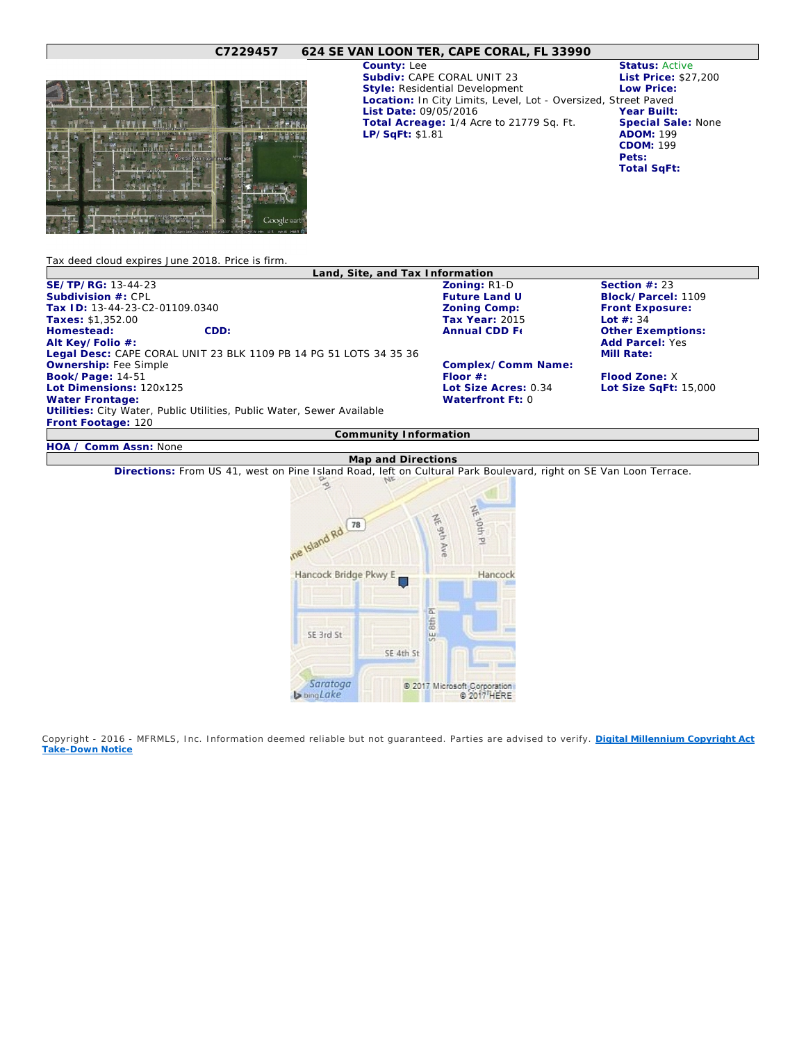## C7229457 624 SE VAN LOON TER, CAPE CORAL, FL 33990

**County:** Lee
**Subdiv:** CAPE CORAL UNIT 23
**Style:** Residential Development
**Location:** In City Limits, Level, Lot - Oversized, Street Paved
**List Date:** 09/05/2016
**Total Acreage:** 1/4 Acre to 21779 Sq. Ft.
**LP/SqFt:** $1.81

**Status:** Active
**List Price:** $27,200
**Low Price:**
**Year Built:**
**Special Sale:** None
**ADOM:** 199
**CDOM:** 199
**Pets:**
**Total SqFt:**

Tax deed cloud expires June 2018. Price is firm.

### Land, Site, and Tax Information

**SE/TP/RG:** 13-44-23
**Subdivision #:** CPL
**Tax ID:** 13-44-23-C2-01109.0340
**Taxes:** $1,352.00
**Homestead:**
**CDD:**
**Alt Key/Folio #:**
**Legal Desc:** CAPE CORAL UNIT 23 BLK 1109 PB 14 PG 51 LOTS 34 35 36
**Ownership:** Fee Simple
**Book/Page:** 14-51
**Lot Dimensions:** 120x125
**Water Frontage:**
**Utilities:** City Water, Public Utilities, Public Water, Sewer Available
**Front Footage:** 120

**Zoning:** R1-D
**Future Land U**
**Zoning Comp:**
**Tax Year:** 2015
**Annual CDD F**
**Complex/Comm Name:**
**Floor #:**
**Lot Size Acres:** 0.34
**Waterfront Ft:** 0

**Section #:** 23
**Block/Parcel:** 1109
**Front Exposure:**
**Lot #:** 34
**Other Exemptions:**
**Add Parcel:** Yes
**Mill Rate:**
**Flood Zone:** X
**Lot Size SqFt:** 15,000

### Community Information

**HOA / Comm Assn:** None

### Map and Directions

**Directions:** From US 41, west on Pine Island Road, left on Cultural Park Boulevard, right on SE Van Loon Terrace.

Copyright - 2016 - MFRMLS, Inc. Information deemed reliable but not guaranteed. Parties are advised to verify. **Digital Millennium Copyright Act Take-Down Notice**